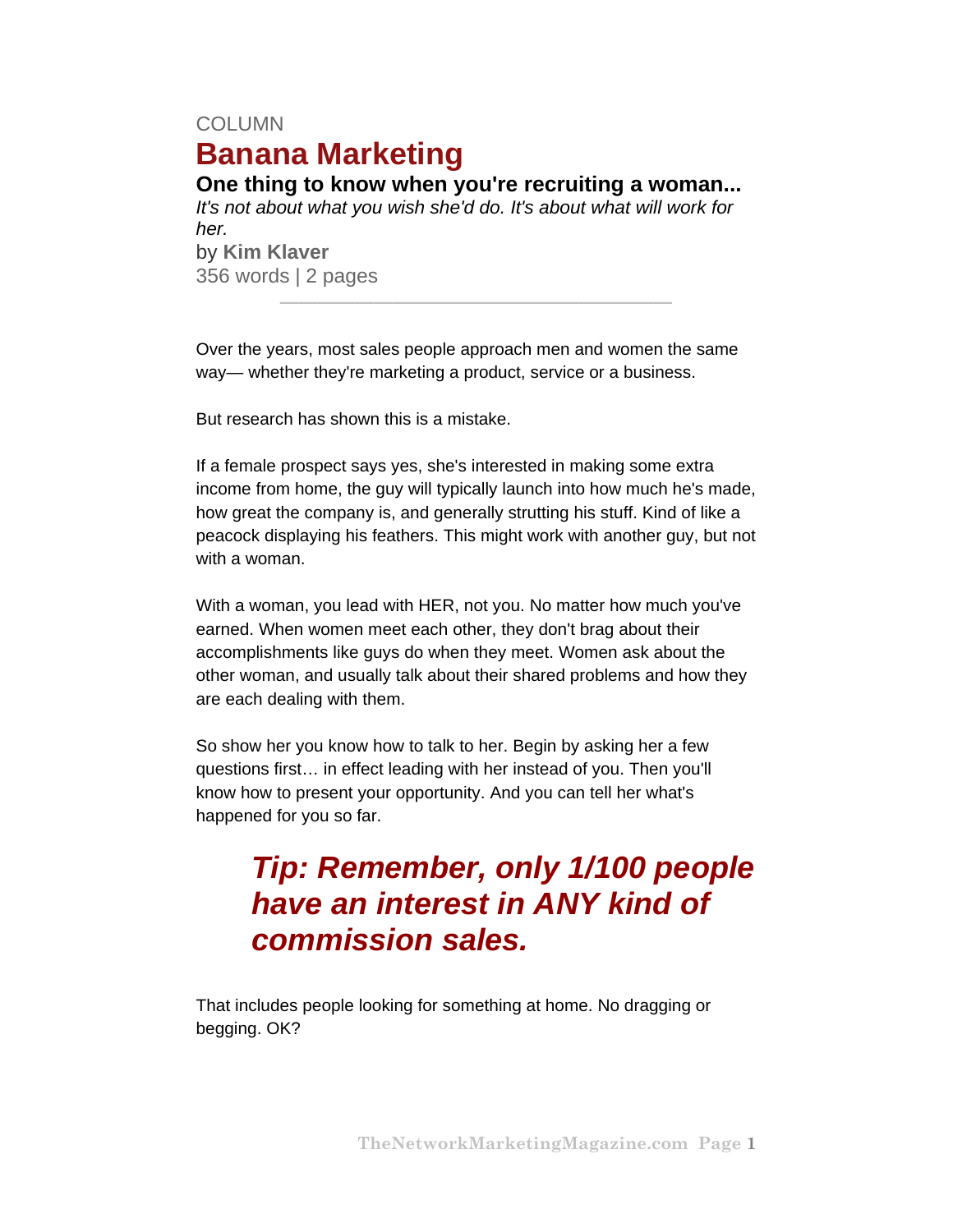COLUMN

# Banana Marketing

## One thing to know when you're recruiting a woman...

*It's not about what you wish she'd do. It's about what will work for her.*

by **Kim Klaver**

356 words | 2 pages

---

Over the years, most sales people approach men and women the same way— whether they're marketing a product, service or a business.

But research has shown this is a mistake.

If a female prospect says yes, she's interested in making some extra income from home, the guy will typically launch into how much he's made, how great the company is, and generally strutting his stuff. Kind of like a peacock displaying his feathers. This might work with another guy, but not with a woman.

With a woman, you lead with HER, not you. No matter how much you've earned. When women meet each other, they don't brag about their accomplishments like guys do when they meet. Women ask about the other woman, and usually talk about their shared problems and how they are each dealing with them.

So show her you know how to talk to her. Begin by asking her a few questions first… in effect leading with her instead of you. Then you'll know how to present your opportunity. And you can tell her what's happened for you so far.

> ***Tip: Remember, only 1/100 people have an interest in ANY kind of commission sales.***

That includes people looking for something at home. No dragging or begging. OK?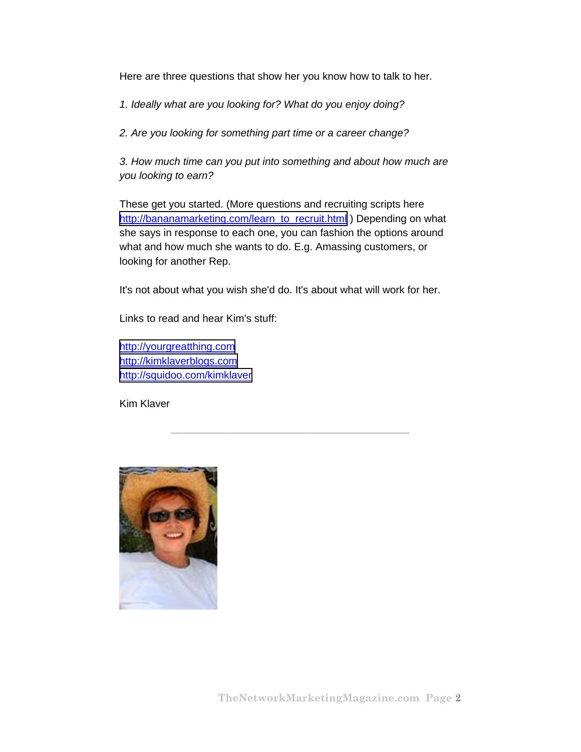Here are three questions that show her you know how to talk to her.

*1. Ideally what are you looking for? What do you enjoy doing?*

*2. Are you looking for something part time or a career change?*

*3. How much time can you put into something and about how much are you looking to earn?*

These get you started. (More questions and recruiting scripts here http://bananamarketing.com/learn_to_recruit.html ) Depending on what she says in response to each one, you can fashion the options around what and how much she wants to do. E.g. Amassing customers, or looking for another Rep.

It's not about what you wish she'd do. It's about what will work for her.

Links to read and hear Kim's stuff:

http://yourgreatthing.com
http://kimklaverblogs.com
http://squidoo.com/kimklaver

Kim Klaver

---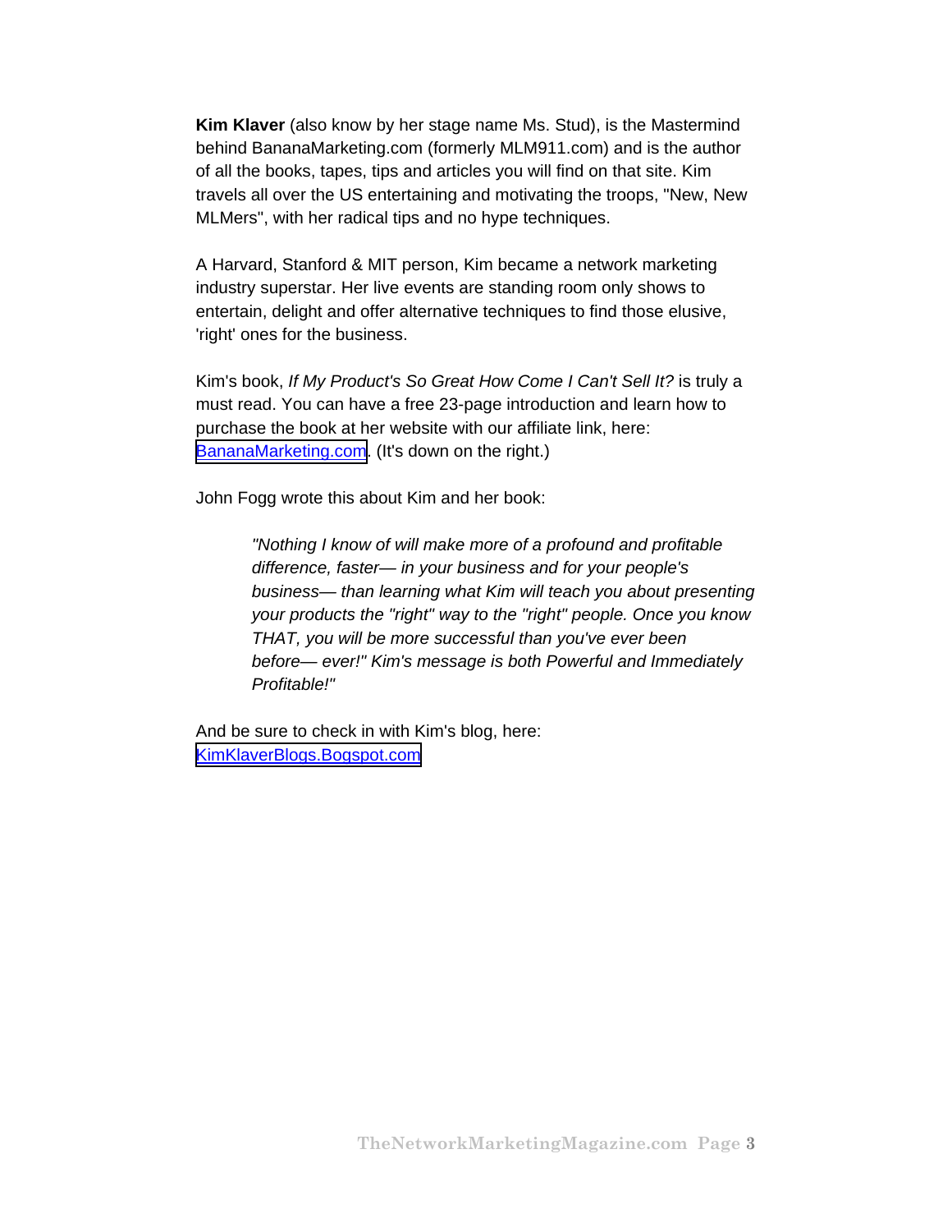**Kim Klaver** (also know by her stage name Ms. Stud), is the Mastermind behind BananaMarketing.com (formerly MLM911.com) and is the author of all the books, tapes, tips and articles you will find on that site. Kim travels all over the US entertaining and motivating the troops, "New, New MLMers", with her radical tips and no hype techniques.

A Harvard, Stanford & MIT person, Kim became a network marketing industry superstar. Her live events are standing room only shows to entertain, delight and offer alternative techniques to find those elusive, 'right' ones for the business.

Kim's book, *If My Product's So Great How Come I Can't Sell It?* is truly a must read. You can have a free 23-page introduction and learn how to purchase the book at her website with our affiliate link, here: BananaMarketing.com. (It's down on the right.)

John Fogg wrote this about Kim and her book:

> *"Nothing I know of will make more of a profound and profitable difference, faster— in your business and for your people's business— than learning what Kim will teach you about presenting your products the "right" way to the "right" people. Once you know THAT, you will be more successful than you've ever been before— ever!" Kim's message is both Powerful and Immediately Profitable!"*

And be sure to check in with Kim's blog, here: KimKlaverBlogs.Bogspot.com